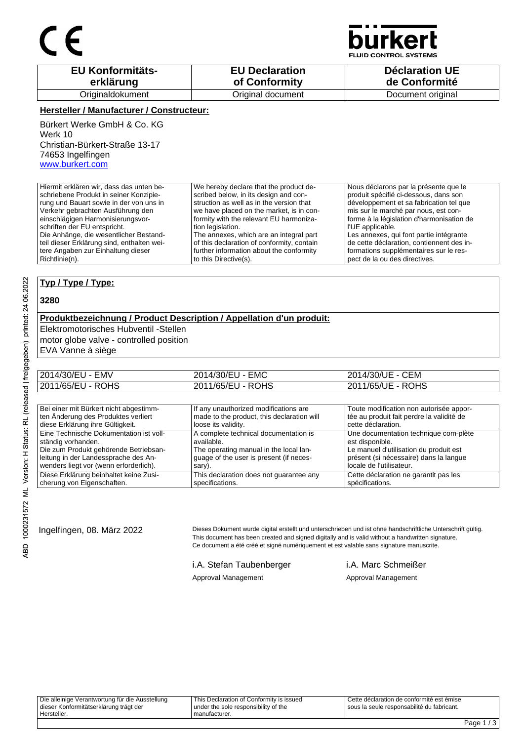CE

**bürkert**
FLUID CONTROL SYSTEMS

| EU Konformitäts-erklärung | EU Declaration of Conformity | Déclaration UE de Conformité |
|---|---|---|
| Originaldokument | Original document | Document original |

**Hersteller / Manufacturer / Constructeur:**

Bürkert Werke GmbH & Co. KG
Werk 10
Christian-Bürkert-Straße 13-17
74653 Ingelfingen
www.burkert.com

| Hiermit erklären wir, dass das unten beschriebene Produkt in seiner Konzipierung und Bauart sowie in der von uns in Verkehr gebrachten Ausführung den einschlägigen Harmonisierungsvorschriften der EU entspricht. Die Anhänge, die wesentlicher Bestandteil dieser Erklärung sind, enthalten weitere Angaben zur Einhaltung dieser Richtlinie(n). | We hereby declare that the product described below, in its design and construction as well as in the version that we have placed on the market, is in conformity with the relevant EU harmonization legislation. The annexes, which are an integral part of this declaration of conformity, contain further information about the conformity to this Directive(s). | Nous déclarons par la présente que le produit spécifié ci-dessous, dans son développement et sa fabrication tel que mis sur le marché par nous, est conforme à la législation d'harmonisation de l'UE applicable. Les annexes, qui font partie intégrante de cette déclaration, contiennent des informations supplémentaires sur le respect de la ou des directives. |
|---|---|---|

**Typ / Type / Type:**

**3280**

**Produktbezeichnung / Product Description / Appellation d'un produit:**

Elektromotorisches Hubventil -Stellen
motor globe valve - controlled position
EVA Vanne à siège

| 2014/30/EU - EMV | 2014/30/EU - EMC | 2014/30/UE - CEM |
|---|---|---|
| 2011/65/EU - ROHS | 2011/65/EU - ROHS | 2011/65/UE - ROHS |

| Bei einer mit Bürkert nicht abgestimmten Änderung des Produktes verliert diese Erklärung ihre Gültigkeit. | If any unauthorized modifications are made to the product, this declaration will loose its validity. | Toute modification non autorisée apportée au produit fait perdre la validité de cette déclaration. |
|---|---|---|
| Eine Technische Dokumentation ist vollständig vorhanden. Die zum Produkt gehörende Betriebsanleitung in der Landessprache des Anwenders liegt vor (wenn erforderlich). | A complete technical documentation is available. The operating manual in the local language of the user is present (if necessary). | Une documentation technique com-plète est disponible. Le manuel d'utilisation du produit est présent (si nécessaire) dans la langue locale de l'utilisateur. |
| Diese Erklärung beinhaltet keine Zusicherung von Eigenschaften. | This declaration does not guarantee any specifications. | Cette déclaration ne garantit pas les spécifications. |

Ingelfingen, 08. März 2022

Dieses Dokument wurde digital erstellt und unterschrieben und ist ohne handschriftliche Unterschrift gültig.
This document has been created and signed digitally and is valid without a handwritten signature.
Ce document a été créé et signé numériquement et est valable sans signature manuscrite.

i.A. Stefan Taubenberger
Approval Management

i.A. Marc Schmeißer
Approval Management

| Die alleinige Verantwortung für die Ausstellung dieser Konformitätserklärung trägt der Hersteller. | This Declaration of Conformity is issued under the sole responsibility of the manufacturer. | Cette déclaration de conformité est émise sous la seule responsabilité du fabricant. |
|---|---|---|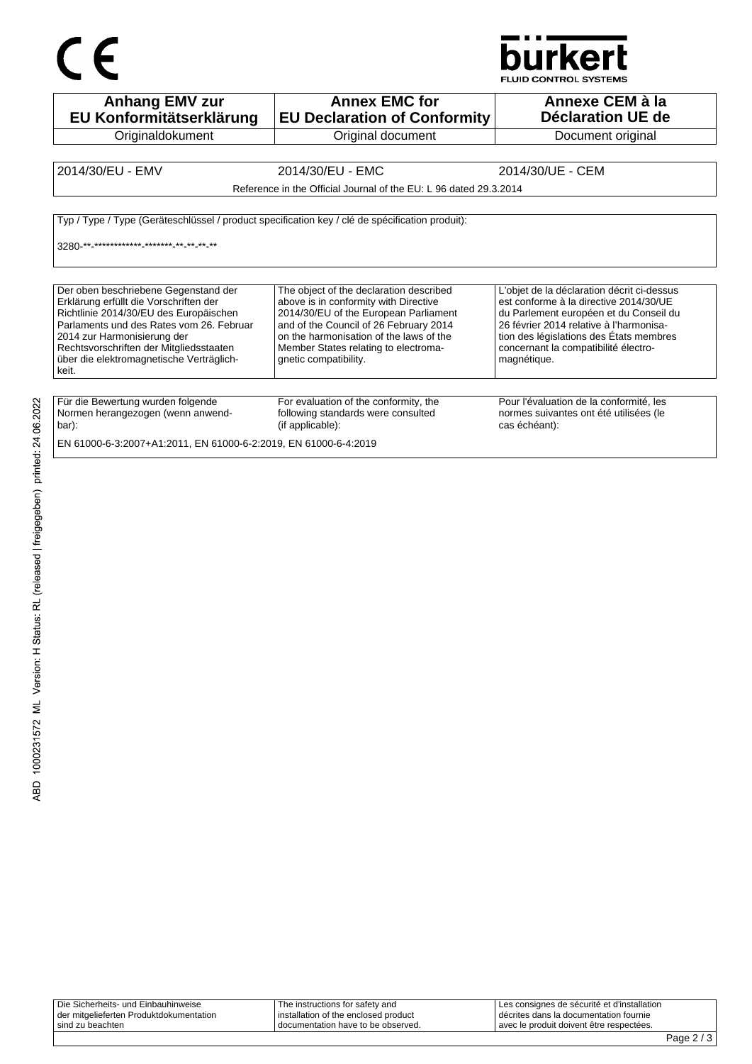| Anhang EMV zur EU Konformitätserklärung | Annex EMC for EU Declaration of Conformity | Annexe CEM à la Déclaration UE de |
|---|---|---|
| Originaldokument | Original document | Document original |

| 2014/30/EU - EMV | 2014/30/EU - EMC | 2014/30/UE - CEM |
|---|---|---|
| Reference in the Official Journal of the EU: L 96 dated 29.3.2014 | | |

Typ / Type / Type (Geräteschlüssel / product specification key / clé de spécification produit):

3280-**-************-*******-**-**-**-**

| Der oben beschriebene Gegenstand der Erklärung erfüllt die Vorschriften der Richtlinie 2014/30/EU des Europäischen Parlaments und des Rates vom 26. Februar 2014 zur Harmonisierung der Rechtsvorschriften der Mitgliedsstaaten über die elektromagnetische Verträglichkeit. | The object of the declaration described above is in conformity with Directive 2014/30/EU of the European Parliament and of the Council of 26 February 2014 on the harmonisation of the laws of the Member States relating to electromagnetic compatibility. | L'objet de la déclaration décrit ci-dessus est conforme à la directive 2014/30/UE du Parlement européen et du Conseil du 26 février 2014 relative à l'harmonisation des législations des États membres concernant la compatibilité électromagnétique. |
|---|---|---|

| Für die Bewertung wurden folgende Normen herangezogen (wenn anwendbar): | For evaluation of the conformity, the following standards were consulted (if applicable): | Pour l'évaluation de la conformité, les normes suivantes ont été utilisées (le cas échéant): |
|---|---|---|

EN 61000-6-3:2007+A1:2011, EN 61000-6-2:2019, EN 61000-6-4:2019

| Die Sicherheits- und Einbauhinweise der mitgelieferten Produktdokumentation sind zu beachten | The instructions for safety and installation of the enclosed product documentation have to be observed. | Les consignes de sécurité et d'installation décrites dans la documentation fournie avec le produit doivent être respectées. |
|---|---|---|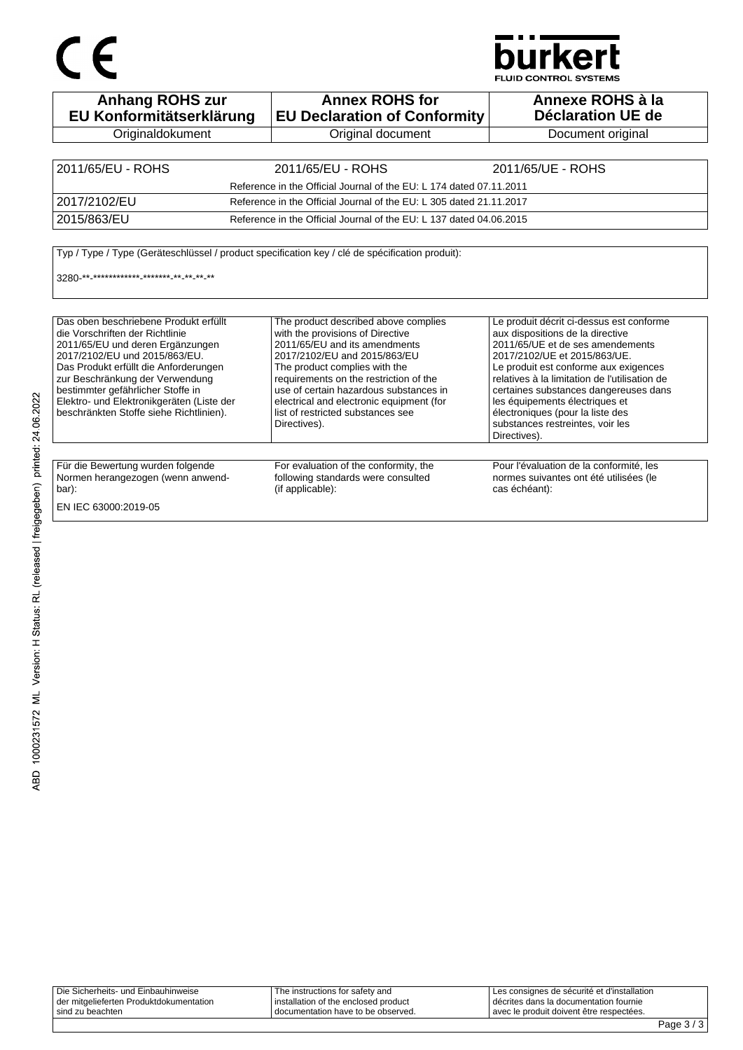| Anhang ROHS zur EU Konformitätserklärung | Annex ROHS for EU Declaration of Conformity | Annexe ROHS à la Déclaration UE de |
|---|---|---|
| Originaldokument | Original document | Document original |

| | | |
|---|---|---|
| 2011/65/EU - ROHS | 2011/65/EU - ROHS | 2011/65/UE - ROHS |
| | Reference in the Official Journal of the EU: L 174 dated 07.11.2011 | |
| 2017/2102/EU | Reference in the Official Journal of the EU: L 305 dated 21.11.2017 | |
| 2015/863/EU | Reference in the Official Journal of the EU: L 137 dated 04.06.2015 | |

Typ / Type / Type (Geräteschlüssel / product specification key / clé de spécification produit):

3280-**-************-*******-**-**-**-**

| | | |
|---|---|---|
| Das oben beschriebene Produkt erfüllt die Vorschriften der Richtlinie 2011/65/EU und deren Ergänzungen 2017/2102/EU und 2015/863/EU. Das Produkt erfüllt die Anforderungen zur Beschränkung der Verwendung bestimmter gefährlicher Stoffe in Elektro- und Elektronikgeräten (Liste der beschränkten Stoffe siehe Richtlinien). | The product described above complies with the provisions of Directive 2011/65/EU and its amendments 2017/2102/EU and 2015/863/EU The product complies with the requirements on the restriction of the use of certain hazardous substances in electrical and electronic equipment (for list of restricted substances see Directives). | Le produit décrit ci-dessus est conforme aux dispositions de la directive 2011/65/UE et de ses amendements 2017/2102/UE et 2015/863/UE. Le produit est conforme aux exigences relatives à la limitation de l'utilisation de certaines substances dangereuses dans les équipements électriques et électroniques (pour la liste des substances restreintes, voir les Directives). |

| | | |
|---|---|---|
| Für die Bewertung wurden folgende Normen herangezogen (wenn anwendbar): | For evaluation of the conformity, the following standards were consulted (if applicable): | Pour l'évaluation de la conformité, les normes suivantes ont été utilisées (le cas échéant): |
| EN IEC 63000:2019-05 | | |

| | | |
|---|---|---|
| Die Sicherheits- und Einbauhinweise der mitgelieferten Produktdokumentation sind zu beachten | The instructions for safety and installation of the enclosed product documentation have to be observed. | Les consignes de sécurité et d'installation décrites dans la documentation fournie avec le produit doivent être respectées. |